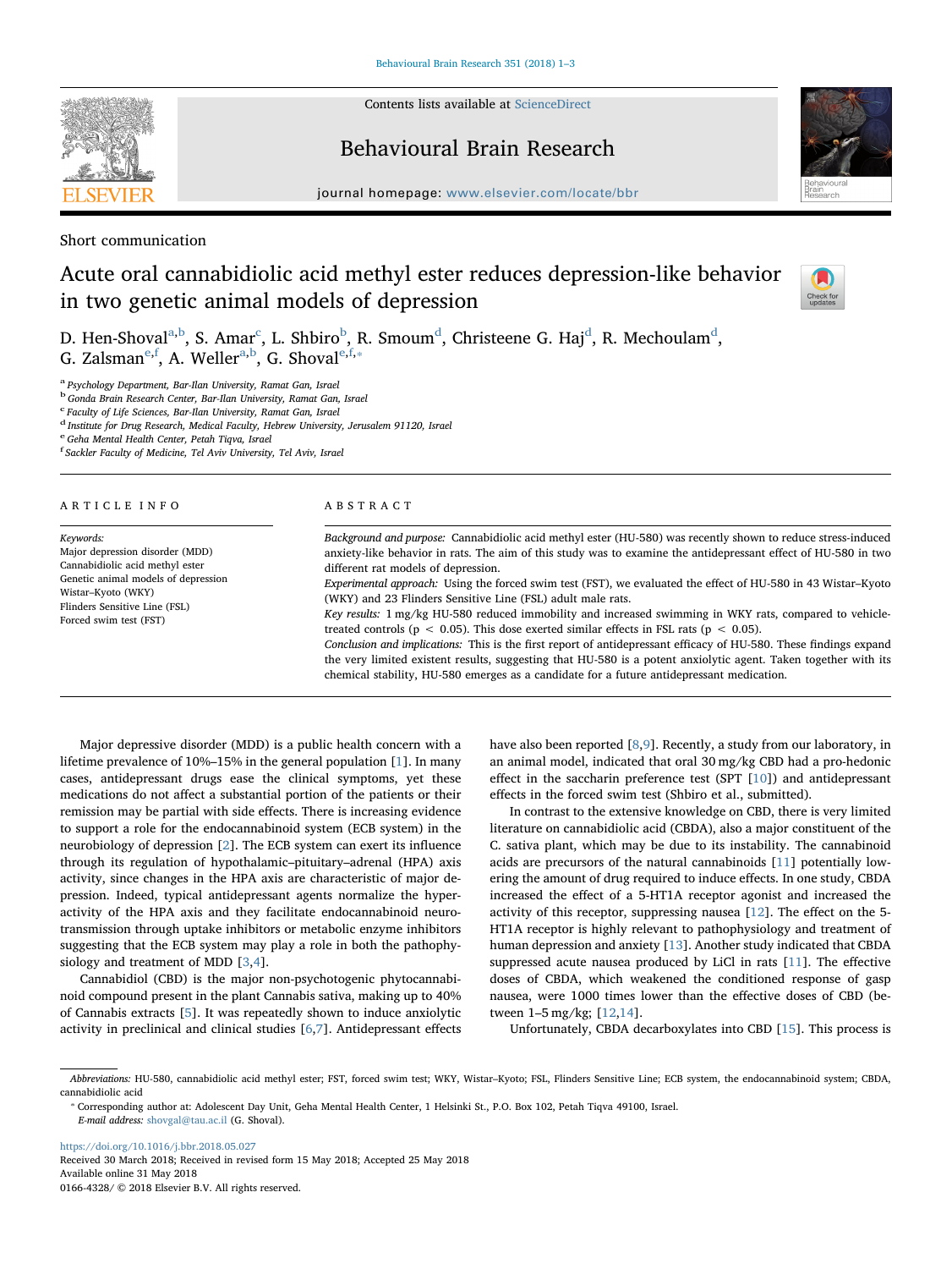Short communication

# Acute oral cannabidiolic acid methyl ester reduces depression-like behavior in two genetic animal models of depression

D. Hen-Shoval[a,b], S. Amar[c], L. Shbiro[b], R. Smoum[d], Christeene G. Haj[d], R. Mechoulam[d], G. Zalsman[e,f], A. Weller[a,b], G. Shoval[e,f,*]

[a] Psychology Department, Bar-Ilan University, Ramat Gan, Israel
[b] Gonda Brain Research Center, Bar-Ilan University, Ramat Gan, Israel
[c] Faculty of Life Sciences, Bar-Ilan University, Ramat Gan, Israel
[d] Institute for Drug Research, Medical Faculty, Hebrew University, Jerusalem 91120, Israel
[e] Geha Mental Health Center, Petah Tiqva, Israel
[f] Sackler Faculty of Medicine, Tel Aviv University, Tel Aviv, Israel

## ARTICLE INFO

*Keywords:*
Major depression disorder (MDD)
Cannabidiolic acid methyl ester
Genetic animal models of depression
Wistar–Kyoto (WKY)
Flinders Sensitive Line (FSL)
Forced swim test (FST)

## ABSTRACT

*Background and purpose:* Cannabidiolic acid methyl ester (HU-580) was recently shown to reduce stress-induced anxiety-like behavior in rats. The aim of this study was to examine the antidepressant effect of HU-580 in two different rat models of depression.
*Experimental approach:* Using the forced swim test (FST), we evaluated the effect of HU-580 in 43 Wistar–Kyoto (WKY) and 23 Flinders Sensitive Line (FSL) adult male rats.
*Key results:* 1 mg/kg HU-580 reduced immobility and increased swimming in WKY rats, compared to vehicle-treated controls ($p < 0.05$). This dose exerted similar effects in FSL rats ($p < 0.05$).
*Conclusion and implications:* This is the first report of antidepressant efficacy of HU-580. These findings expand the very limited existent results, suggesting that HU-580 is a potent anxiolytic agent. Taken together with its chemical stability, HU-580 emerges as a candidate for a future antidepressant medication.

Major depressive disorder (MDD) is a public health concern with a lifetime prevalence of 10%–15% in the general population [1]. In many cases, antidepressant drugs ease the clinical symptoms, yet these medications do not affect a substantial portion of the patients or their remission may be partial with side effects. There is increasing evidence to support a role for the endocannabinoid system (ECB system) in the neurobiology of depression [2]. The ECB system can exert its influence through its regulation of hypothalamic–pituitary–adrenal (HPA) axis activity, since changes in the HPA axis are characteristic of major depression. Indeed, typical antidepressant agents normalize the hyperactivity of the HPA axis and they facilitate endocannabinoid neurotransmission through uptake inhibitors or metabolic enzyme inhibitors suggesting that the ECB system may play a role in both the pathophysiology and treatment of MDD [3,4].

Cannabidiol (CBD) is the major non-psychotogenic phytocannabinoid compound present in the plant Cannabis sativa, making up to 40% of Cannabis extracts [5]. It was repeatedly shown to induce anxiolytic activity in preclinical and clinical studies [6,7]. Antidepressant effects have also been reported [8,9]. Recently, a study from our laboratory, in an animal model, indicated that oral 30 mg/kg CBD had a pro-hedonic effect in the saccharin preference test (SPT [10]) and antidepressant effects in the forced swim test (Shbiro et al., submitted).

In contrast to the extensive knowledge on CBD, there is very limited literature on cannabidiolic acid (CBDA), also a major constituent of the C. sativa plant, which may be due to its instability. The cannabinoid acids are precursors of the natural cannabinoids [11] potentially lowering the amount of drug required to induce effects. In one study, CBDA increased the effect of a 5-HT1A receptor agonist and increased the activity of this receptor, suppressing nausea [12]. The effect on the 5-HT1A receptor is highly relevant to pathophysiology and treatment of human depression and anxiety [13]. Another study indicated that CBDA suppressed acute nausea produced by LiCl in rats [11]. The effective doses of CBDA, which weakened the conditioned response of gasp nausea, were 1000 times lower than the effective doses of CBD (between 1–5 mg/kg; [12,14].

Unfortunately, CBDA decarboxylates into CBD [15]. This process is

*Abbreviations:* HU-580, cannabidiolic acid methyl ester; FST, forced swim test; WKY, Wistar–Kyoto; FSL, Flinders Sensitive Line; ECB system, the endocannabinoid system; CBDA, cannabidiolic acid

* Corresponding author at: Adolescent Day Unit, Geha Mental Health Center, 1 Helsinki St., P.O. Box 102, Petah Tiqva 49100, Israel.
*E-mail address:* shovgal@tau.ac.il (G. Shoval).

https://doi.org/10.1016/j.bbr.2018.05.027
Received 30 March 2018; Received in revised form 15 May 2018; Accepted 25 May 2018
Available online 31 May 2018
0166-4328/ © 2018 Elsevier B.V. All rights reserved.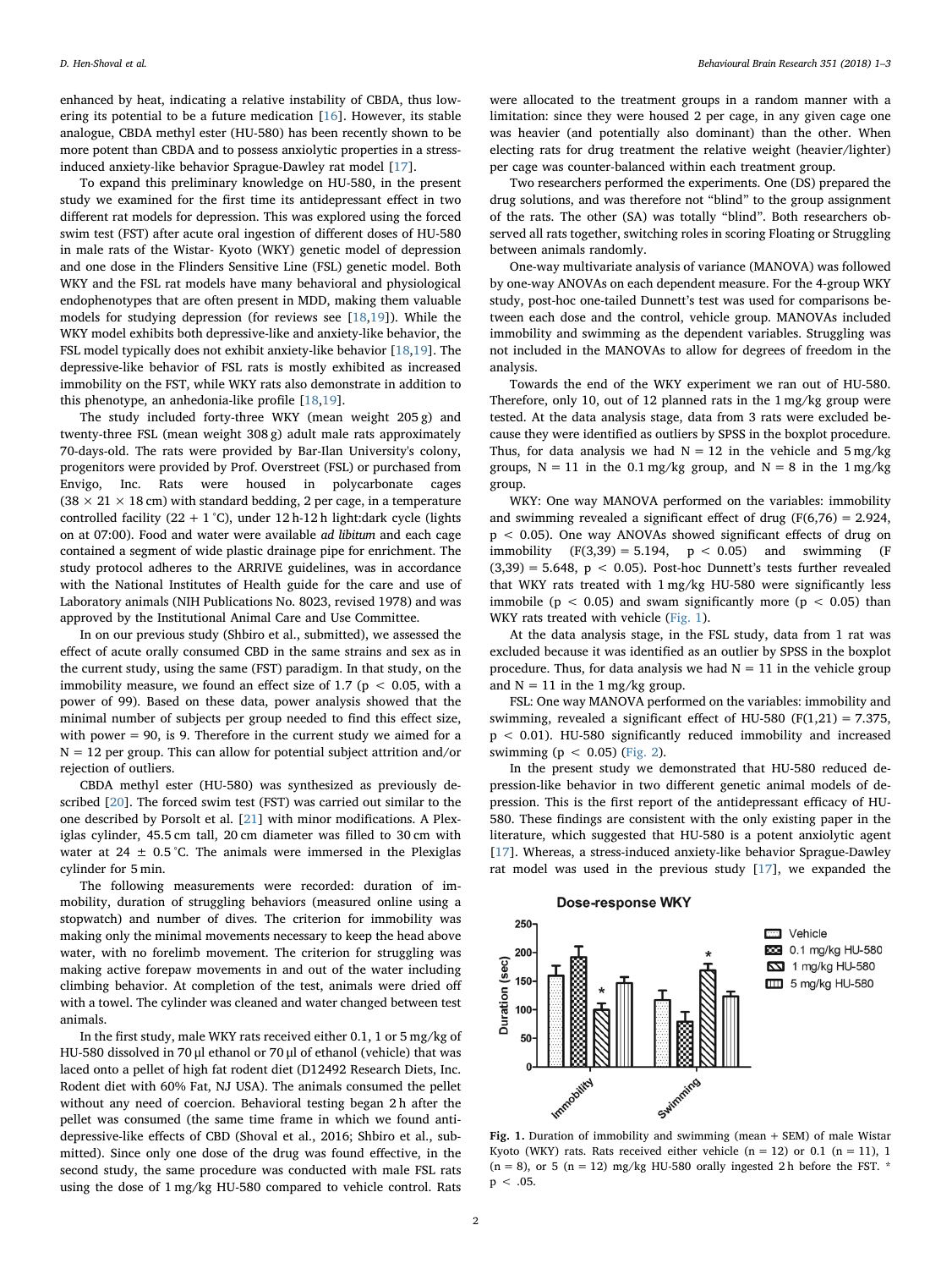enhanced by heat, indicating a relative instability of CBDA, thus lowering its potential to be a future medication [16]. However, its stable analogue, CBDA methyl ester (HU-580) has been recently shown to be more potent than CBDA and to possess anxiolytic properties in a stress-induced anxiety-like behavior Sprague-Dawley rat model [17].

To expand this preliminary knowledge on HU-580, in the present study we examined for the first time its antidepressant effect in two different rat models for depression. This was explored using the forced swim test (FST) after acute oral ingestion of different doses of HU-580 in male rats of the Wistar- Kyoto (WKY) genetic model of depression and one dose in the Flinders Sensitive Line (FSL) genetic model. Both WKY and the FSL rat models have many behavioral and physiological endophenotypes that are often present in MDD, making them valuable models for studying depression (for reviews see [18,19]). While the WKY model exhibits both depressive-like and anxiety-like behavior, the FSL model typically does not exhibit anxiety-like behavior [18,19]. The depressive-like behavior of FSL rats is mostly exhibited as increased immobility on the FST, while WKY rats also demonstrate in addition to this phenotype, an anhedonia-like profile [18,19].

The study included forty-three WKY (mean weight 205 g) and twenty-three FSL (mean weight 308 g) adult male rats approximately 70-days-old. The rats were provided by Bar-Ilan University's colony, progenitors were provided by Prof. Overstreet (FSL) or purchased from Envigo, Inc. Rats were housed in polycarbonate cages (38 × 21 × 18 cm) with standard bedding, 2 per cage, in a temperature controlled facility (22 + 1 °C), under 12 h-12 h light:dark cycle (lights on at 07:00). Food and water were available *ad libitum* and each cage contained a segment of wide plastic drainage pipe for enrichment. The study protocol adheres to the ARRIVE guidelines, was in accordance with the National Institutes of Health guide for the care and use of Laboratory animals (NIH Publications No. 8023, revised 1978) and was approved by the Institutional Animal Care and Use Committee.

In on our previous study (Shbiro et al., submitted), we assessed the effect of acute orally consumed CBD in the same strains and sex as in the current study, using the same (FST) paradigm. In that study, on the immobility measure, we found an effect size of 1.7 ($p < 0.05$, with a power of 99). Based on these data, power analysis showed that the minimal number of subjects per group needed to find this effect size, with power = 90, is 9. Therefore in the current study we aimed for a N = 12 per group. This can allow for potential subject attrition and/or rejection of outliers.

CBDA methyl ester (HU-580) was synthesized as previously described [20]. The forced swim test (FST) was carried out similar to the one described by Porsolt et al. [21] with minor modifications. A Plexiglas cylinder, 45.5 cm tall, 20 cm diameter was filled to 30 cm with water at 24 ± 0.5 °C. The animals were immersed in the Plexiglas cylinder for 5 min.

The following measurements were recorded: duration of immobility, duration of struggling behaviors (measured online using a stopwatch) and number of dives. The criterion for immobility was making only the minimal movements necessary to keep the head above water, with no forelimb movement. The criterion for struggling was making active forepaw movements in and out of the water including climbing behavior. At completion of the test, animals were dried off with a towel. The cylinder was cleaned and water changed between test animals.

In the first study, male WKY rats received either 0.1, 1 or 5 mg/kg of HU-580 dissolved in 70 μl ethanol or 70 μl of ethanol (vehicle) that was laced onto a pellet of high fat rodent diet (D12492 Research Diets, Inc. Rodent diet with 60% Fat, NJ USA). The animals consumed the pellet without any need of coercion. Behavioral testing began 2 h after the pellet was consumed (the same time frame in which we found anti-depressive-like effects of CBD (Shoval et al., 2016; Shbiro et al., submitted). Since only one dose of the drug was found effective, in the second study, the same procedure was conducted with male FSL rats using the dose of 1 mg/kg HU-580 compared to vehicle control. Rats were allocated to the treatment groups in a random manner with a limitation: since they were housed 2 per cage, in any given cage one was heavier (and potentially also dominant) than the other. When electing rats for drug treatment the relative weight (heavier/lighter) per cage was counter-balanced within each treatment group.

Two researchers performed the experiments. One (DS) prepared the drug solutions, and was therefore not "blind" to the group assignment of the rats. The other (SA) was totally "blind". Both researchers observed all rats together, switching roles in scoring Floating or Struggling between animals randomly.

One-way multivariate analysis of variance (MANOVA) was followed by one-way ANOVAs on each dependent measure. For the 4-group WKY study, post-hoc one-tailed Dunnett's test was used for comparisons between each dose and the control, vehicle group. MANOVAs included immobility and swimming as the dependent variables. Struggling was not included in the MANOVAs to allow for degrees of freedom in the analysis.

Towards the end of the WKY experiment we ran out of HU-580. Therefore, only 10, out of 12 planned rats in the 1 mg/kg group were tested. At the data analysis stage, data from 3 rats were excluded because they were identified as outliers by SPSS in the boxplot procedure. Thus, for data analysis we had N = 12 in the vehicle and 5 mg/kg groups, N = 11 in the 0.1 mg/kg group, and N = 8 in the 1 mg/kg group.

WKY: One way MANOVA performed on the variables: immobility and swimming revealed a significant effect of drug ($F(6,76) = 2.924$, $p < 0.05$). One way ANOVAs showed significant effects of drug on immobility ($F(3,39) = 5.194$, $p < 0.05$) and swimming ($F(3,39) = 5.648$, $p < 0.05$). Post-hoc Dunnett's tests further revealed that WKY rats treated with 1 mg/kg HU-580 were significantly less immobile ($p < 0.05$) and swam significantly more ($p < 0.05$) than WKY rats treated with vehicle (Fig. 1).

At the data analysis stage, in the FSL study, data from 1 rat was excluded because it was identified as an outlier by SPSS in the boxplot procedure. Thus, for data analysis we had N = 11 in the vehicle group and N = 11 in the 1 mg/kg group.

FSL: One way MANOVA performed on the variables: immobility and swimming, revealed a significant effect of HU-580 ($F(1,21) = 7.375$, $p < 0.01$). HU-580 significantly reduced immobility and increased swimming ($p < 0.05$) (Fig. 2).

In the present study we demonstrated that HU-580 reduced depression-like behavior in two different genetic animal models of depression. This is the first report of the antidepressant efficacy of HU-580. These findings are consistent with the only existing paper in the literature, which suggested that HU-580 is a potent anxiolytic agent [17]. Whereas, a stress-induced anxiety-like behavior Sprague-Dawley rat model was used in the previous study [17], we expanded the

**Fig. 1.** Duration of immobility and swimming (mean + SEM) of male Wistar Kyoto (WKY) rats. Rats received either vehicle (n = 12) or 0.1 (n = 11), 1 (n = 8), or 5 (n = 12) mg/kg HU-580 orally ingested 2 h before the FST. * $p < .05$.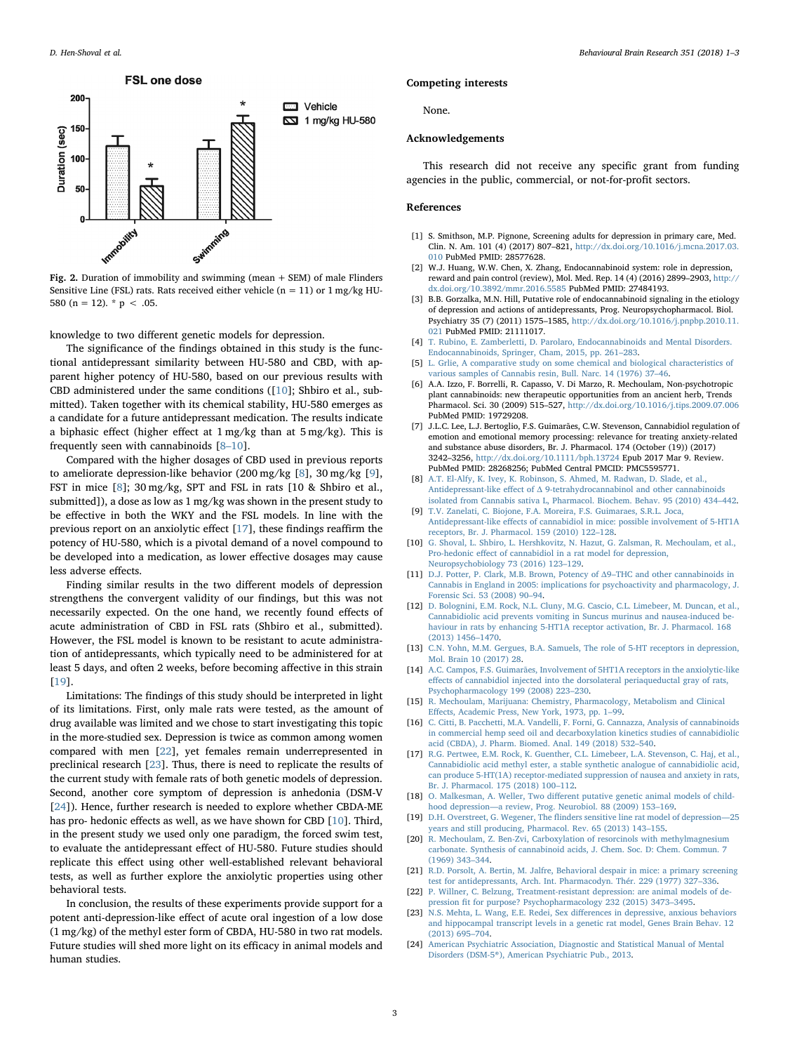FSL one dose

200

150

100

50

0

Duration (sec)

Immobility

Swimming

Vehicle

1 mg/kg HU-580

*

*

**Fig. 2.** Duration of immobility and swimming (mean + SEM) of male Flinders Sensitive Line (FSL) rats. Rats received either vehicle (n = 11) or 1 mg/kg HU-580 (n = 12). * $p < .05$.

knowledge to two different genetic models for depression.

The significance of the findings obtained in this study is the functional antidepressant similarity between HU-580 and CBD, with apparent higher potency of HU-580, based on our previous results with CBD administered under the same conditions ([10]; Shbiro et al., submitted). Taken together with its chemical stability, HU-580 emerges as a candidate for a future antidepressant medication. The results indicate a biphasic effect (higher effect at 1 mg/kg than at 5 mg/kg). This is frequently seen with cannabinoids [8–10].

Compared with the higher dosages of CBD used in previous reports to ameliorate depression-like behavior (200 mg/kg [8], 30 mg/kg [9], FST in mice [8]; 30 mg/kg, SPT and FSL in rats [10 & Shbiro et al., submitted]), a dose as low as 1 mg/kg was shown in the present study to be effective in both the WKY and the FSL models. In line with the previous report on an anxiolytic effect [17], these findings reaffirm the potency of HU-580, which is a pivotal demand of a novel compound to be developed into a medication, as lower effective dosages may cause less adverse effects.

Finding similar results in the two different models of depression strengthens the convergent validity of our findings, but this was not necessarily expected. On the one hand, we recently found effects of acute administration of CBD in FSL rats (Shbiro et al., submitted). However, the FSL model is known to be resistant to acute administration of antidepressants, which typically need to be administered for at least 5 days, and often 2 weeks, before becoming affective in this strain [19].

Limitations: The findings of this study should be interpreted in light of its limitations. First, only male rats were tested, as the amount of drug available was limited and we chose to start investigating this topic in the more-studied sex. Depression is twice as common among women compared with men [22], yet females remain underrepresented in preclinical research [23]. Thus, there is need to replicate the results of the current study with female rats of both genetic models of depression. Second, another core symptom of depression is anhedonia (DSM-V [24]). Hence, further research is needed to explore whether CBDA-ME has pro- hedonic effects as well, as we have shown for CBD [10]. Third, in the present study we used only one paradigm, the forced swim test, to evaluate the antidepressant effect of HU-580. Future studies should replicate this effect using other well-established relevant behavioral tests, as well as further explore the anxiolytic properties using other behavioral tests.

In conclusion, the results of these experiments provide support for a potent anti-depression-like effect of acute oral ingestion of a low dose (1 mg/kg) of the methyl ester form of CBDA, HU-580 in two rat models. Future studies will shed more light on its efficacy in animal models and human studies.

## Competing interests

None.

## Acknowledgements

This research did not receive any specific grant from funding agencies in the public, commercial, or not-for-profit sectors.

## References

[1] S. Smithson, M.P. Pignone, Screening adults for depression in primary care, Med. Clin. N. Am. 101 (4) (2017) 807–821, http://dx.doi.org/10.1016/j.mcna.2017.03.010 PubMed PMID: 28577628.

[2] W.J. Huang, W.W. Chen, X. Zhang, Endocannabinoid system: role in depression, reward and pain control (review), Mol. Med. Rep. 14 (4) (2016) 2899–2903, http://dx.doi.org/10.3892/mmr.2016.5585 PubMed PMID: 27484193.

[3] B.B. Gorzalka, M.N. Hill, Putative role of endocannabinoid signaling in the etiology of depression and actions of antidepressants, Prog. Neuropsychopharmacol. Biol. Psychiatry 35 (7) (2011) 1575–1585, http://dx.doi.org/10.1016/j.pnpbp.2010.11.021 PubMed PMID: 21111017.

[4] T. Rubino, E. Zamberletti, D. Parolaro, Endocannabinoids and Mental Disorders. Endocannabinoids, Springer, Cham, 2015, pp. 261–283.

[5] L. Grlie, A comparative study on some chemical and biological characteristics of various samples of Cannabis resin, Bull. Narc. 14 (1976) 37–46.

[6] A.A. Izzo, F. Borrelli, R. Capasso, V. Di Marzo, R. Mechoulam, Non-psychotropic plant cannabinoids: new therapeutic opportunities from an ancient herb, Trends Pharmacol. Sci. 30 (2009) 515–527, http://dx.doi.org/10.1016/j.tips.2009.07.006 PubMed PMID: 19729208.

[7] J.L.C. Lee, L.J. Bertoglio, F.S. Guimarães, C.W. Stevenson, Cannabidiol regulation of emotion and emotional memory processing: relevance for treating anxiety-related and substance abuse disorders, Br. J. Pharmacol. 174 (October (19)) (2017) 3242–3256, http://dx.doi.org/10.1111/bph.13724 Epub 2017 Mar 9. Review. PubMed PMID: 28268256; PubMed Central PMCID: PMC5595771.

[8] A.T. El-Alfy, K. Ivey, K. Robinson, S. Ahmed, M. Radwan, D. Slade, et al., Antidepressant-like effect of Δ 9-tetrahydrocannabinol and other cannabinoids isolated from Cannabis sativa L, Pharmacol. Biochem. Behav. 95 (2010) 434–442.

[9] T.V. Zanelati, C. Biojone, F.A. Moreira, F.S. Guimaraes, S.R.L. Joca, Antidepressant-like effects of cannabidiol in mice: possible involvement of 5-HT1A receptors, Br. J. Pharmacol. 159 (2010) 122–128.

[10] G. Shoval, L. Shbiro, L. Hershkovitz, N. Hazut, G. Zalsman, R. Mechoulam, et al., Pro-hedonic effect of cannabidiol in a rat model for depression, Neuropsychobiology 73 (2016) 123–129.

[11] D.J. Potter, P. Clark, M.B. Brown, Potency of Δ9–THC and other cannabinoids in Cannabis in England in 2005: implications for psychoactivity and pharmacology, J. Forensic Sci. 53 (2008) 90–94.

[12] D. Bolognini, E.M. Rock, N.L. Cluny, M.G. Cascio, C.L. Limebeer, M. Duncan, et al., Cannabidiolic acid prevents vomiting in Suncus murinus and nausea-induced behaviour in rats by enhancing 5-HT1A receptor activation, Br. J. Pharmacol. 168 (2013) 1456–1470.

[13] C.N. Yohn, M.M. Gergues, B.A. Samuels, The role of 5-HT receptors in depression, Mol. Brain 10 (2017) 28.

[14] A.C. Campos, F.S. Guimarães, Involvement of 5HT1A receptors in the anxiolytic-like effects of cannabidiol injected into the dorsolateral periaqueductal gray of rats, Psychopharmacology 199 (2008) 223–230.

[15] R. Mechoulam, Marijuana: Chemistry, Pharmacology, Metabolism and Clinical Effects, Academic Press, New York, 1973, pp. 1–99.

[16] C. Citti, B. Pacchetti, M.A. Vandelli, F. Forni, G. Cannazza, Analysis of cannabinoids in commercial hemp seed oil and decarboxylation kinetics studies of cannabidiolic acid (CBDA), J. Pharm. Biomed. Anal. 149 (2018) 532–540.

[17] R.G. Pertwee, E.M. Rock, K. Guenther, C.L. Limebeer, L.A. Stevenson, C. Haj, et al., Cannabidiolic acid methyl ester, a stable synthetic analogue of cannabidiolic acid, can produce 5-HT(1A) receptor-mediated suppression of nausea and anxiety in rats, Br. J. Pharmacol. 175 (2018) 100–112.

[18] O. Malkesman, A. Weller, Two different putative genetic animal models of childhood depression—a review, Prog. Neurobiol. 88 (2009) 153–169.

[19] D.H. Overstreet, G. Wegener, The flinders sensitive line rat model of depression—25 years and still producing, Pharmacol. Rev. 65 (2013) 143–155.

[20] R. Mechoulam, Z. Ben-Zvi, Carboxylation of resorcinols with methylmagnesium carbonate. Synthesis of cannabinoid acids, J. Chem. Soc. D: Chem. Commun. 7 (1969) 343–344.

[21] R.D. Porsolt, A. Bertin, M. Jalfre, Behavioral despair in mice: a primary screening test for antidepressants, Arch. Int. Pharmacodyn. Thér. 229 (1977) 327–336.

[22] P. Willner, C. Belzung, Treatment-resistant depression: are animal models of depression fit for purpose? Psychopharmacology 232 (2015) 3473–3495.

[23] N.S. Mehta, L. Wang, E.E. Redei, Sex differences in depressive, anxious behaviors and hippocampal transcript levels in a genetic rat model, Genes Brain Behav. 12 (2013) 695–704.

[24] American Psychiatric Association, Diagnostic and Statistical Manual of Mental Disorders (DSM-5®), American Psychiatric Pub., 2013.